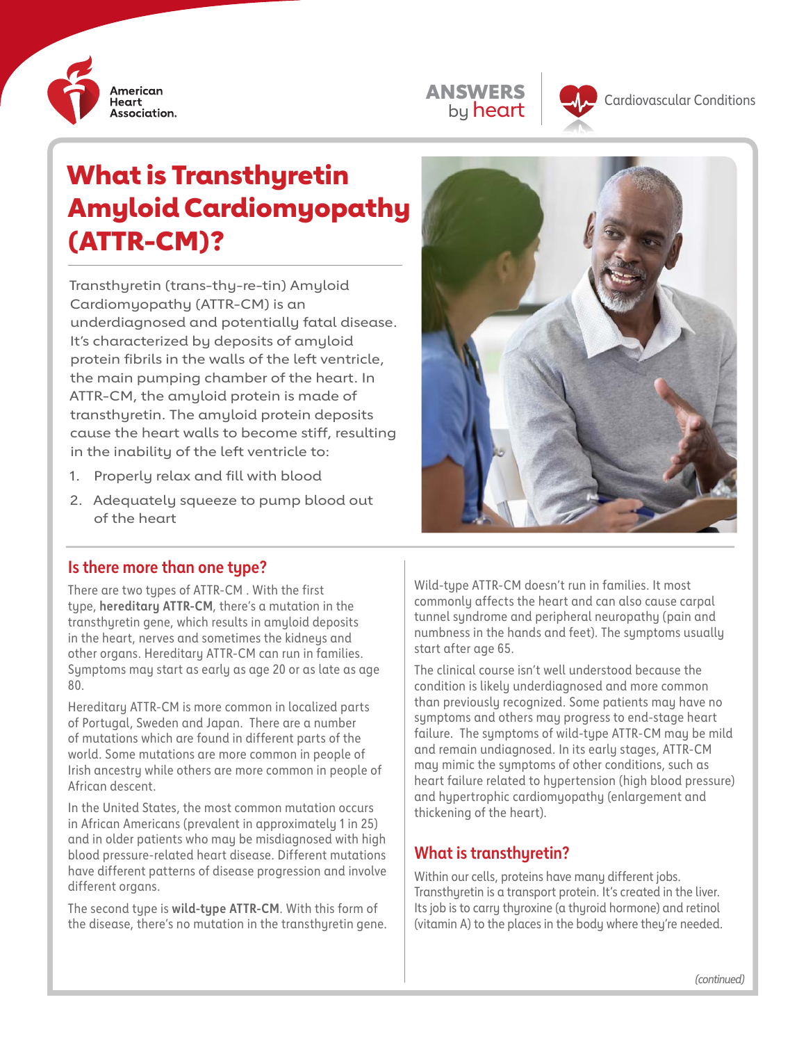# What is Transthyretin Amyloid Cardiomyopathy (ATTR-CM)?

Transthyretin (trans-thy-re-tin) Amyloid Cardiomyopathy (ATTR-CM) is an underdiagnosed and potentially fatal disease. It's characterized by deposits of amyloid protein fibrils in the walls of the left ventricle, the main pumping chamber of the heart. In ATTR-CM, the amyloid protein is made of transthyretin. The amyloid protein deposits cause the heart walls to become stiff, resulting in the inability of the left ventricle to:

1. Properly relax and fill with blood
2. Adequately squeeze to pump blood out of the heart

## Is there more than one type?

There are two types of ATTR-CM . With the first type, **hereditary ATTR-CM**, there's a mutation in the transthyretin gene, which results in amyloid deposits in the heart, nerves and sometimes the kidneys and other organs. Hereditary ATTR-CM can run in families. Symptoms may start as early as age 20 or as late as age 80.

Hereditary ATTR-CM is more common in localized parts of Portugal, Sweden and Japan. There are a number of mutations which are found in different parts of the world. Some mutations are more common in people of Irish ancestry while others are more common in people of African descent.

In the United States, the most common mutation occurs in African Americans (prevalent in approximately 1 in 25) and in older patients who may be misdiagnosed with high blood pressure-related heart disease. Different mutations have different patterns of disease progression and involve different organs.

The second type is **wild-type ATTR-CM**. With this form of the disease, there's no mutation in the transthyretin gene. Wild-type ATTR-CM doesn't run in families. It most commonly affects the heart and can also cause carpal tunnel syndrome and peripheral neuropathy (pain and numbness in the hands and feet). The symptoms usually start after age 65.

The clinical course isn't well understood because the condition is likely underdiagnosed and more common than previously recognized. Some patients may have no symptoms and others may progress to end-stage heart failure. The symptoms of wild-type ATTR-CM may be mild and remain undiagnosed. In its early stages, ATTR-CM may mimic the symptoms of other conditions, such as heart failure related to hypertension (high blood pressure) and hypertrophic cardiomyopathy (enlargement and thickening of the heart).

## What is transthyretin?

Within our cells, proteins have many different jobs. Transthyretin is a transport protein. It's created in the liver. Its job is to carry thyroxine (a thyroid hormone) and retinol (vitamin A) to the places in the body where they're needed.

*(continued)*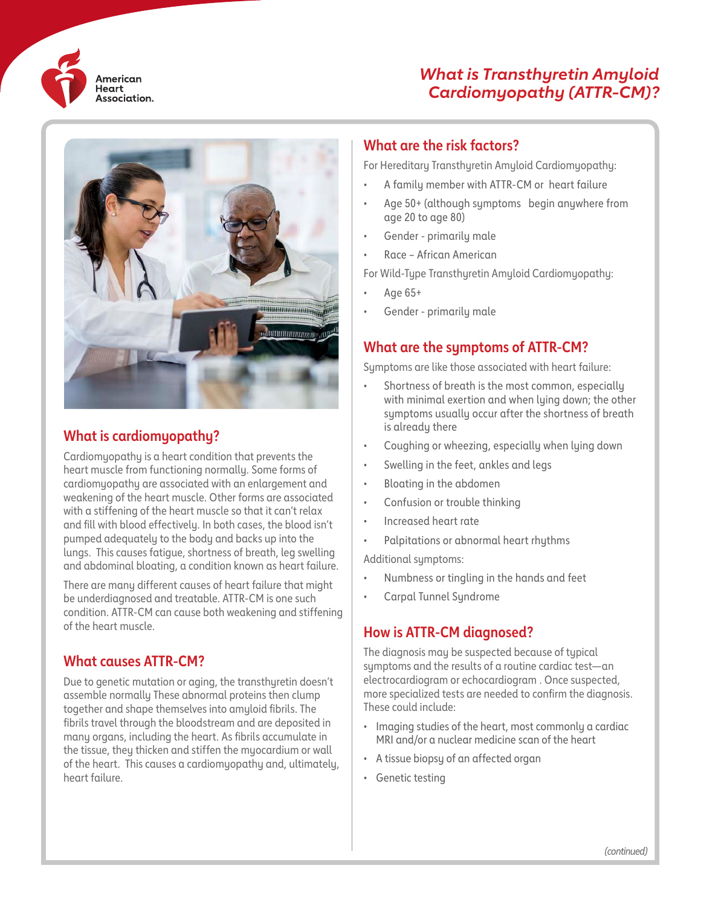# What is Transthyretin Amyloid Cardiomyopathy (ATTR-CM)?

## What is cardiomyopathy?

Cardiomyopathy is a heart condition that prevents the heart muscle from functioning normally. Some forms of cardiomyopathy are associated with an enlargement and weakening of the heart muscle. Other forms are associated with a stiffening of the heart muscle so that it can't relax and fill with blood effectively. In both cases, the blood isn't pumped adequately to the body and backs up into the lungs. This causes fatigue, shortness of breath, leg swelling and abdominal bloating, a condition known as heart failure.

There are many different causes of heart failure that might be underdiagnosed and treatable. ATTR-CM is one such condition. ATTR-CM can cause both weakening and stiffening of the heart muscle.

## What causes ATTR-CM?

Due to genetic mutation or aging, the transthyretin doesn't assemble normally These abnormal proteins then clump together and shape themselves into amyloid fibrils. The fibrils travel through the bloodstream and are deposited in many organs, including the heart. As fibrils accumulate in the tissue, they thicken and stiffen the myocardium or wall of the heart. This causes a cardiomyopathy and, ultimately, heart failure.

## What are the risk factors?

For Hereditary Transthyretin Amyloid Cardiomyopathy:

- A family member with ATTR-CM or heart failure
- Age 50+ (although symptoms begin anywhere from age 20 to age 80)
- Gender - primarily male
- Race – African American

For Wild-Type Transthyretin Amyloid Cardiomyopathy:

- Age 65+
- Gender - primarily male

## What are the symptoms of ATTR-CM?

Symptoms are like those associated with heart failure:

- Shortness of breath is the most common, especially with minimal exertion and when lying down; the other symptoms usually occur after the shortness of breath is already there
- Coughing or wheezing, especially when lying down
- Swelling in the feet, ankles and legs
- Bloating in the abdomen
- Confusion or trouble thinking
- Increased heart rate
- Palpitations or abnormal heart rhythms

Additional symptoms:

- Numbness or tingling in the hands and feet
- Carpal Tunnel Syndrome

## How is ATTR-CM diagnosed?

The diagnosis may be suspected because of typical symptoms and the results of a routine cardiac test—an electrocardiogram or echocardiogram . Once suspected, more specialized tests are needed to confirm the diagnosis. These could include:

- Imaging studies of the heart, most commonly a cardiac MRI and/or a nuclear medicine scan of the heart
- A tissue biopsy of an affected organ
- Genetic testing

*(continued)*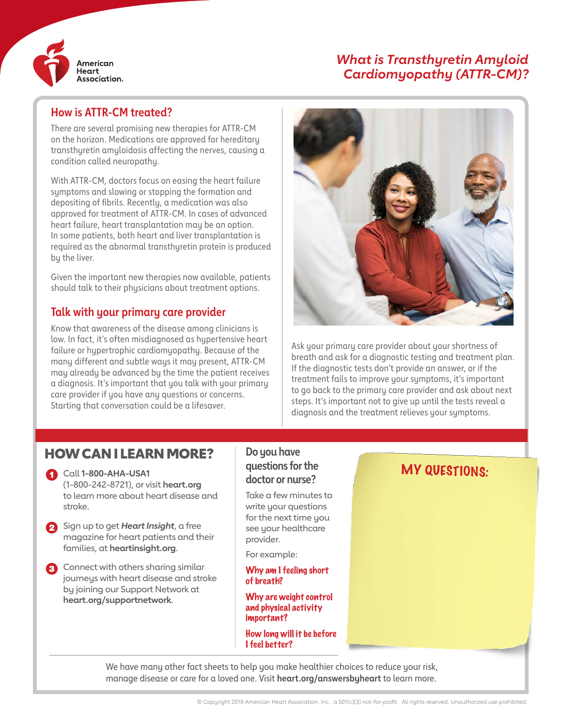# What is Transthyretin Amyloid Cardiomyopathy (ATTR-CM)?

## How is ATTR-CM treated?

There are several promising new therapies for ATTR-CM on the horizon. Medications are approved for hereditary transthyretin amyloidosis affecting the nerves, causing a condition called neuropathy.

With ATTR-CM, doctors focus on easing the heart failure symptoms and slowing or stopping the formation and depositing of fibrils. Recently, a medication was also approved for treatment of ATTR-CM. In cases of advanced heart failure, heart transplantation may be an option. In some patients, both heart and liver transplantation is required as the abnormal transthyretin protein is produced by the liver.

Given the important new therapies now available, patients should talk to their physicians about treatment options.

## Talk with your primary care provider

Know that awareness of the disease among clinicians is low. In fact, it's often misdiagnosed as hypertensive heart failure or hypertrophic cardiomyopathy. Because of the many different and subtle ways it may present, ATTR-CM may already be advanced by the time the patient receives a diagnosis. It's important that you talk with your primary care provider if you have any questions or concerns. Starting that conversation could be a lifesaver.

Ask your primary care provider about your shortness of breath and ask for a diagnostic testing and treatment plan. If the diagnostic tests don't provide an answer, or if the treatment fails to improve your symptoms, it's important to go back to the primary care provider and ask about next steps. It's important not to give up until the tests reveal a diagnosis and the treatment relieves your symptoms.

## HOW CAN I LEARN MORE?

1. Call **1-800-AHA-USA1** (1-800-242-8721), or visit **heart.org** to learn more about heart disease and stroke.
2. Sign up to get ***Heart Insight***, a free magazine for heart patients and their families, at **heartinsight.org**.
3. Connect with others sharing similar journeys with heart disease and stroke by joining our Support Network at **heart.org/supportnetwork**.

### Do you have questions for the doctor or nurse?

Take a few minutes to write your questions for the next time you see your healthcare provider.

For example:

**Why am I feeling short of breath?**

**Why are weight control and physical activity important?**

**How long will it be before I feel better?**

### MY QUESTIONS:

We have many other fact sheets to help you make healthier choices to reduce your risk, manage disease or care for a loved one. Visit **heart.org/answersbyheart** to learn more.

© Copyright 2019 American Heart Association, Inc., a 501(c)(3) not-for-profit. All rights reserved. Unauthorized use prohibited.